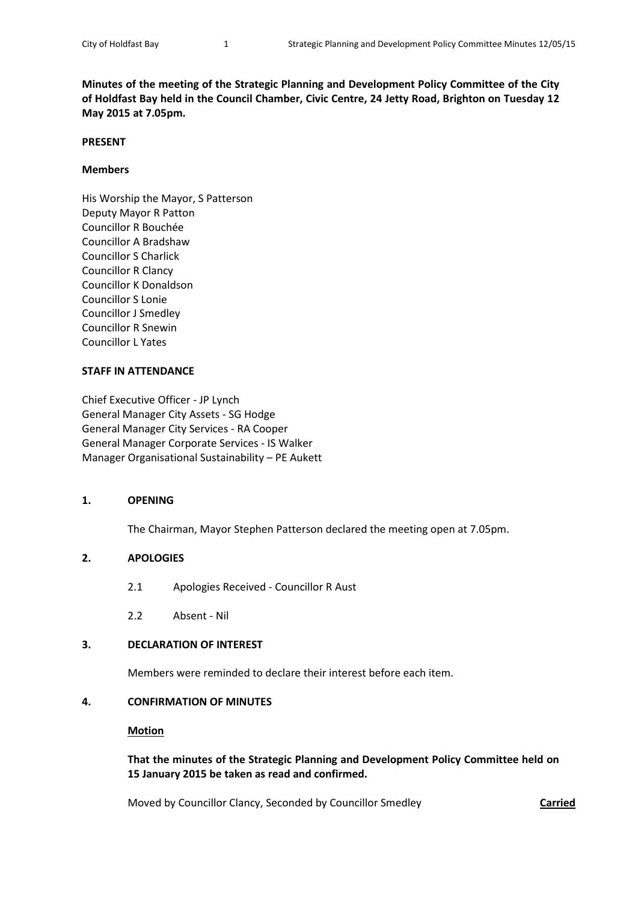**Minutes of the meeting of the Strategic Planning and Development Policy Committee of the City of Holdfast Bay held in the Council Chamber, Civic Centre, 24 Jetty Road, Brighton on Tuesday 12 May 2015 at 7.05pm.**

**PRESENT**

**Members**

His Worship the Mayor, S Patterson
Deputy Mayor R Patton
Councillor R Bouchée
Councillor A Bradshaw
Councillor S Charlick
Councillor R Clancy
Councillor K Donaldson
Councillor S Lonie
Councillor J Smedley
Councillor R Snewin
Councillor L Yates

**STAFF IN ATTENDANCE**

Chief Executive Officer - JP Lynch
General Manager City Assets - SG Hodge
General Manager City Services - RA Cooper
General Manager Corporate Services - IS Walker
Manager Organisational Sustainability – PE Aukett

**1. OPENING**

The Chairman, Mayor Stephen Patterson declared the meeting open at 7.05pm.

**2. APOLOGIES**

2.1 Apologies Received - Councillor R Aust

2.2 Absent - Nil

**3. DECLARATION OF INTEREST**

Members were reminded to declare their interest before each item.

**4. CONFIRMATION OF MINUTES**

**Motion**

**That the minutes of the Strategic Planning and Development Policy Committee held on 15 January 2015 be taken as read and confirmed.**

Moved by Councillor Clancy, Seconded by Councillor Smedley **Carried**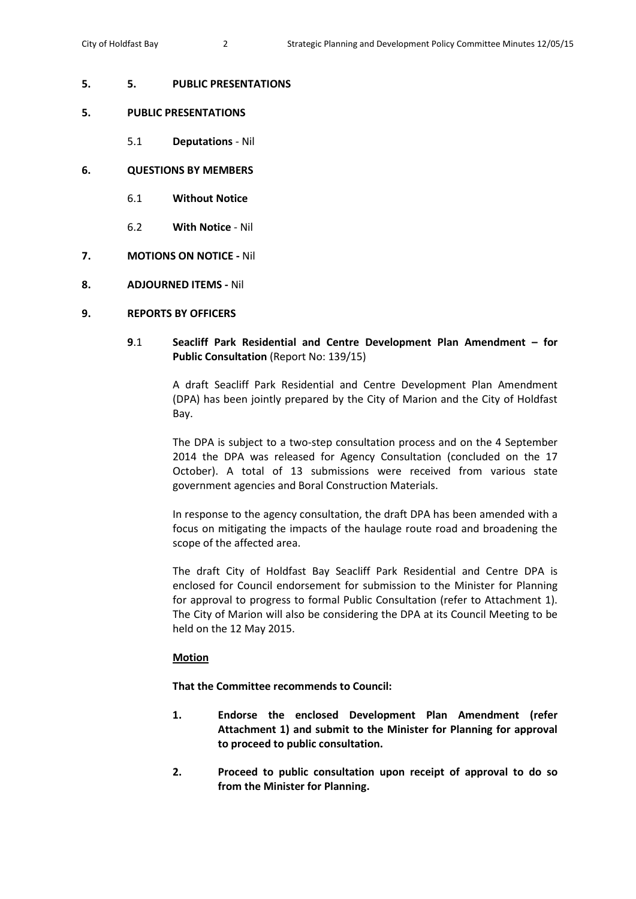**5. 5. PUBLIC PRESENTATIONS**

**5. PUBLIC PRESENTATIONS**

5.1 **Deputations** - Nil

**6. QUESTIONS BY MEMBERS**

6.1 **Without Notice**

6.2 **With Notice** - Nil

**7. MOTIONS ON NOTICE -** Nil

**8. ADJOURNED ITEMS -** Nil

**9. REPORTS BY OFFICERS**

**9**.1 **Seacliff Park Residential and Centre Development Plan Amendment – for Public Consultation** (Report No: 139/15)

A draft Seacliff Park Residential and Centre Development Plan Amendment (DPA) has been jointly prepared by the City of Marion and the City of Holdfast Bay.

The DPA is subject to a two-step consultation process and on the 4 September 2014 the DPA was released for Agency Consultation (concluded on the 17 October). A total of 13 submissions were received from various state government agencies and Boral Construction Materials.

In response to the agency consultation, the draft DPA has been amended with a focus on mitigating the impacts of the haulage route road and broadening the scope of the affected area.

The draft City of Holdfast Bay Seacliff Park Residential and Centre DPA is enclosed for Council endorsement for submission to the Minister for Planning for approval to progress to formal Public Consultation (refer to Attachment 1). The City of Marion will also be considering the DPA at its Council Meeting to be held on the 12 May 2015.

**Motion**

**That the Committee recommends to Council:**

**1. Endorse the enclosed Development Plan Amendment (refer Attachment 1) and submit to the Minister for Planning for approval to proceed to public consultation.**

**2. Proceed to public consultation upon receipt of approval to do so from the Minister for Planning.**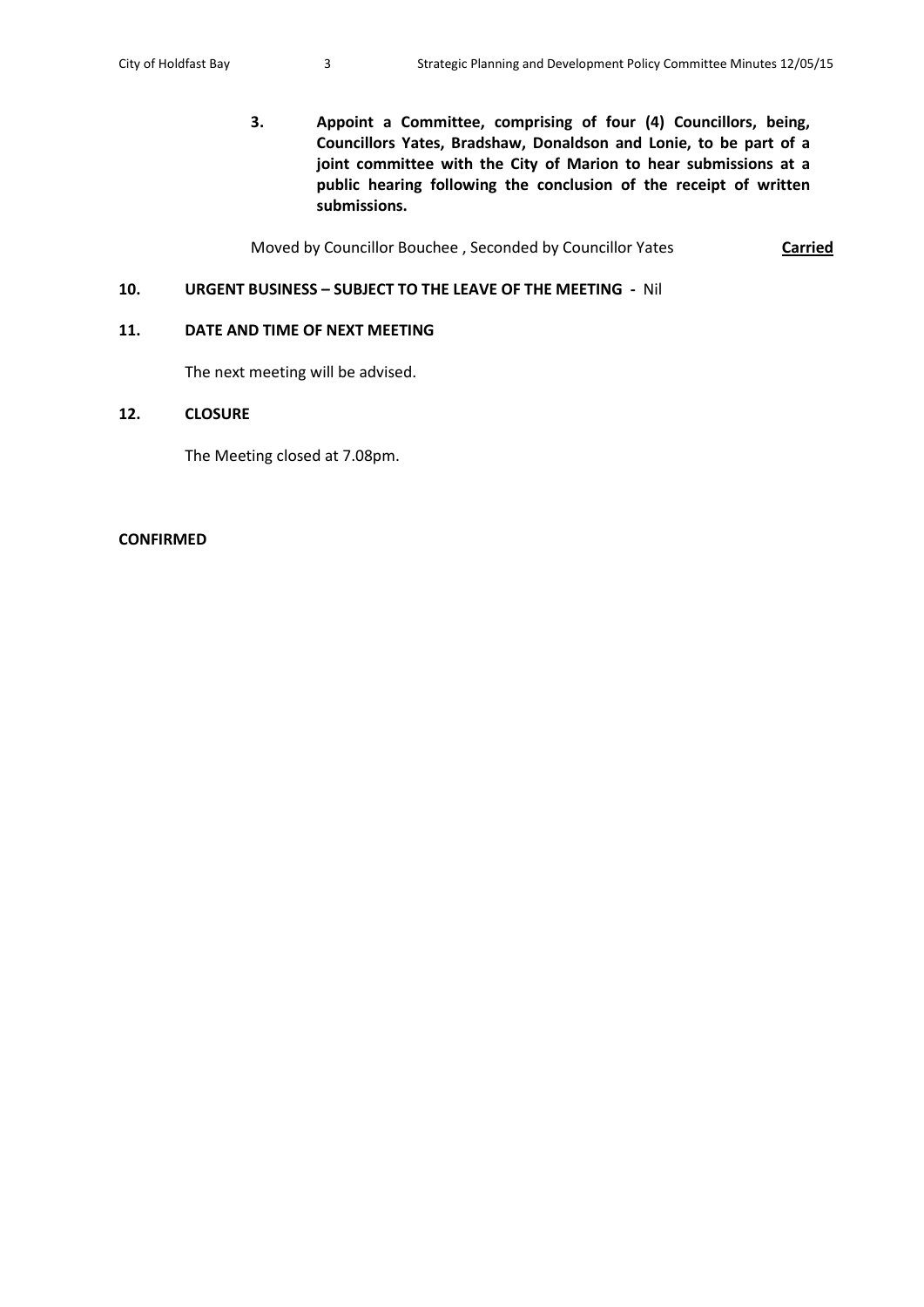**3. Appoint a Committee, comprising of four (4) Councillors, being, Councillors Yates, Bradshaw, Donaldson and Lonie, to be part of a joint committee with the City of Marion to hear submissions at a public hearing following the conclusion of the receipt of written submissions.**

Moved by Councillor Bouchee , Seconded by Councillor Yates **Carried**

**10. URGENT BUSINESS – SUBJECT TO THE LEAVE OF THE MEETING -** Nil

**11. DATE AND TIME OF NEXT MEETING**

The next meeting will be advised.

**12. CLOSURE**

The Meeting closed at 7.08pm.

**CONFIRMED**